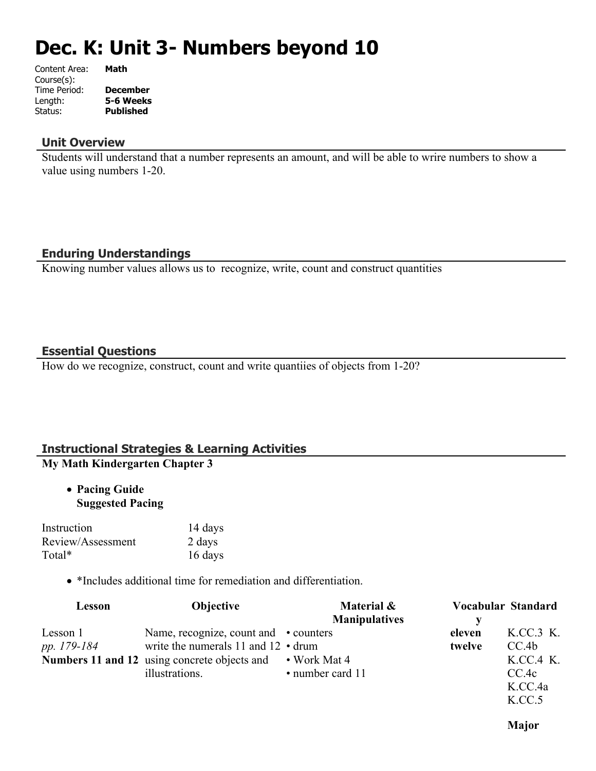# Dec. K: Unit 3- Numbers beyond 10

Content Area: **Math**
Course(s):
Time Period: **December**
Length: **5-6 Weeks**
Status: **Published**

## Unit Overview

Students will understand that a number represents an amount, and will be able to wrire numbers to show a value using numbers 1-20.

## Enduring Understandings

Knowing number values allows us to recognize, write, count and construct quantities

## Essential Questions

How do we recognize, construct, count and write quantiies of objects from 1-20?

## Instructional Strategies & Learning Activities

**My Math Kindergarten Chapter 3**

- **Pacing Guide**
  **Suggested Pacing**

| | |
|---|---|
| Instruction | 14 days |
| Review/Assessment | 2 days |
| Total* | 16 days |

- *Includes additional time for remediation and differentiation.

| Lesson | Objective | Material & Manipulatives | Vocabulary | Standard |
|---|---|---|---|---|
| Lesson 1 *pp. 179-184* **Numbers 11 and 12** | Name, recognize, count and write the numerals 11 and 12 using concrete objects and illustrations. | • counters • drum • Work Mat 4 • number card 11 | **eleven twelve** | K.CC.3 K.CC.4b K.CC.4 K.CC.4c K.CC.4a K.CC.5 **Major** |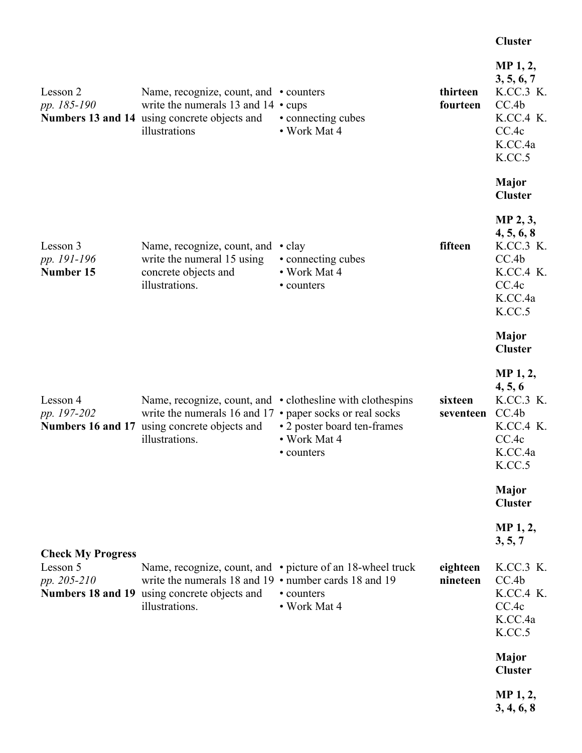| | | | | Cluster |
|---|---|---|---|---|
| | | | | **MP 1, 2, 3, 5, 6, 7** |
| Lesson 2<br>*pp. 185-190*<br>**Numbers 13 and 14** | Name, recognize, count, and write the numerals 13 and 14 using concrete objects and illustrations | • counters<br>• cups<br>• connecting cubes<br>• Work Mat 4 | **thirteen**<br>**fourteen** | K.CC.3 K. CC.4b<br>K.CC.4 K. CC.4c<br>K.CC.4a<br>K.CC.5<br><br>**Major Cluster**<br><br>**MP 2, 3, 4, 5, 6, 8** |
| Lesson 3<br>*pp. 191-196*<br>**Number 15** | Name, recognize, count, and write the numeral 15 using concrete objects and illustrations. | • clay<br>• connecting cubes<br>• Work Mat 4<br>• counters | **fifteen** | K.CC.3 K. CC.4b<br>K.CC.4 K. CC.4c<br>K.CC.4a<br>K.CC.5<br><br>**Major Cluster**<br><br>**MP 1, 2, 4, 5, 6** |
| Lesson 4<br>*pp. 197-202*<br>**Numbers 16 and 17** | Name, recognize, count, and write the numerals 16 and 17 using concrete objects and illustrations. | • clothesline with clothespins<br>• paper socks or real socks<br>• 2 poster board ten-frames<br>• Work Mat 4<br>• counters | **sixteen**<br>**seventeen** | K.CC.3 K. CC.4b<br>K.CC.4 K. CC.4c<br>K.CC.4a<br>K.CC.5<br><br>**Major Cluster**<br><br>**MP 1, 2, 3, 5, 7** |
| **Check My Progress** | | | | |
| Lesson 5<br>*pp. 205-210*<br>**Numbers 18 and 19** | Name, recognize, count, and write the numerals 18 and 19 using concrete objects and illustrations. | • picture of an 18-wheel truck<br>• number cards 18 and 19<br>• counters<br>• Work Mat 4 | **eighteen**<br>**nineteen** | K.CC.3 K. CC.4b<br>K.CC.4 K. CC.4c<br>K.CC.4a<br>K.CC.5<br><br>**Major Cluster**<br><br>**MP 1, 2, 3, 4, 6, 8** |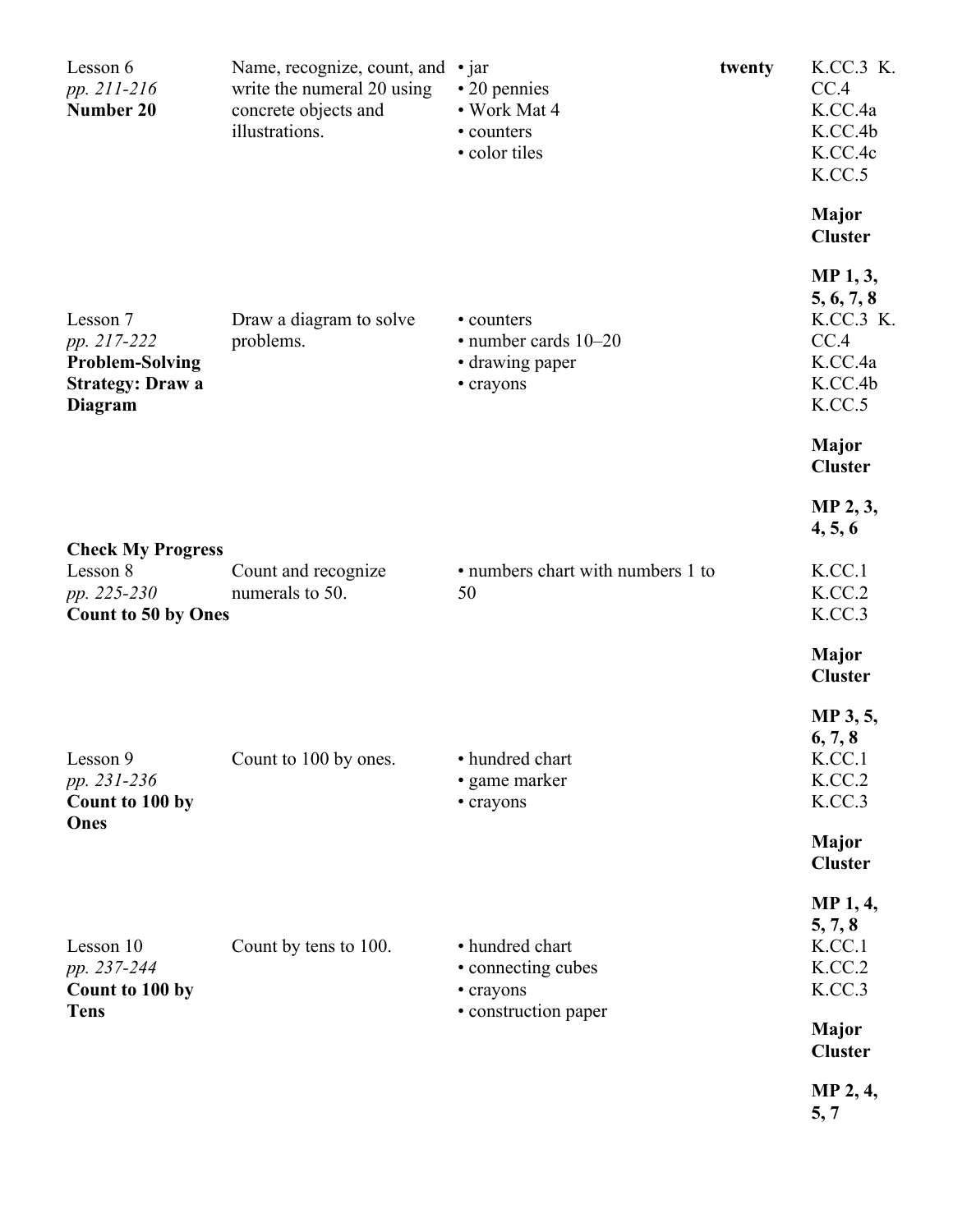| | | | | |
|---|---|---|---|---|
| Lesson 6<br>*pp. 211-216*<br>**Number 20** | Name, recognize, count, and write the numeral 20 using concrete objects and illustrations. | • jar<br>• 20 pennies<br>• Work Mat 4<br>• counters<br>• color tiles | **twenty** | K.CC.3 K.CC.4<br>K.CC.4a<br>K.CC.4b<br>K.CC.4c<br>K.CC.5<br><br>**Major Cluster**<br><br>**MP 1, 3, 5, 6, 7, 8** |
| Lesson 7<br>*pp. 217-222*<br>**Problem-Solving Strategy: Draw a Diagram** | Draw a diagram to solve problems. | • counters<br>• number cards 10–20<br>• drawing paper<br>• crayons | | K.CC.3 K.CC.4<br>K.CC.4a<br>K.CC.4b<br>K.CC.5<br><br>**Major Cluster**<br><br>**MP 2, 3, 4, 5, 6** |
| **Check My Progress** | | | | |
| Lesson 8<br>*pp. 225-230*<br>**Count to 50 by Ones** | Count and recognize numerals to 50. | • numbers chart with numbers 1 to 50 | | K.CC.1<br>K.CC.2<br>K.CC.3<br><br>**Major Cluster**<br><br>**MP 3, 5, 6, 7, 8** |
| Lesson 9<br>*pp. 231-236*<br>**Count to 100 by Ones** | Count to 100 by ones. | • hundred chart<br>• game marker<br>• crayons | | K.CC.1<br>K.CC.2<br>K.CC.3<br><br>**Major Cluster**<br><br>**MP 1, 4, 5, 7, 8** |
| Lesson 10<br>*pp. 237-244*<br>**Count to 100 by Tens** | Count by tens to 100. | • hundred chart<br>• connecting cubes<br>• crayons<br>• construction paper | | K.CC.1<br>K.CC.2<br>K.CC.3<br><br>**Major Cluster**<br><br>**MP 2, 4, 5, 7** |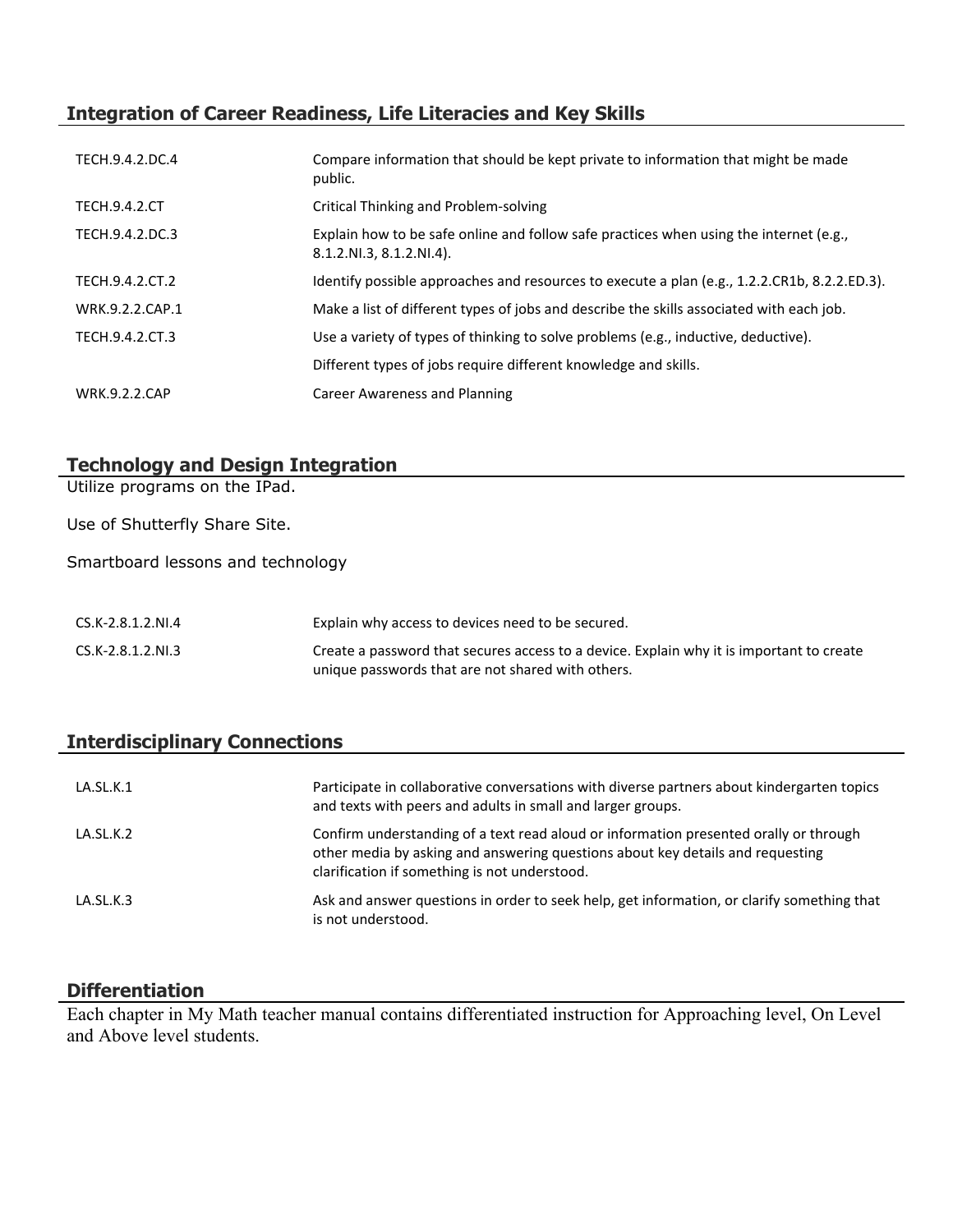## Integration of Career Readiness, Life Literacies and Key Skills

| | |
|---|---|
| TECH.9.4.2.DC.4 | Compare information that should be kept private to information that might be made public. |
| TECH.9.4.2.CT | Critical Thinking and Problem-solving |
| TECH.9.4.2.DC.3 | Explain how to be safe online and follow safe practices when using the internet (e.g., 8.1.2.NI.3, 8.1.2.NI.4). |
| TECH.9.4.2.CT.2 | Identify possible approaches and resources to execute a plan (e.g., 1.2.2.CR1b, 8.2.2.ED.3). |
| WRK.9.2.2.CAP.1 | Make a list of different types of jobs and describe the skills associated with each job. |
| TECH.9.4.2.CT.3 | Use a variety of types of thinking to solve problems (e.g., inductive, deductive). |
| | Different types of jobs require different knowledge and skills. |
| WRK.9.2.2.CAP | Career Awareness and Planning |

## Technology and Design Integration

Utilize programs on the IPad.

Use of Shutterfly Share Site.

Smartboard lessons and technology

| | |
|---|---|
| CS.K-2.8.1.2.NI.4 | Explain why access to devices need to be secured. |
| CS.K-2.8.1.2.NI.3 | Create a password that secures access to a device. Explain why it is important to create unique passwords that are not shared with others. |

## Interdisciplinary Connections

| | |
|---|---|
| LA.SL.K.1 | Participate in collaborative conversations with diverse partners about kindergarten topics and texts with peers and adults in small and larger groups. |
| LA.SL.K.2 | Confirm understanding of a text read aloud or information presented orally or through other media by asking and answering questions about key details and requesting clarification if something is not understood. |
| LA.SL.K.3 | Ask and answer questions in order to seek help, get information, or clarify something that is not understood. |

## Differentiation

Each chapter in My Math teacher manual contains differentiated instruction for Approaching level, On Level and Above level students.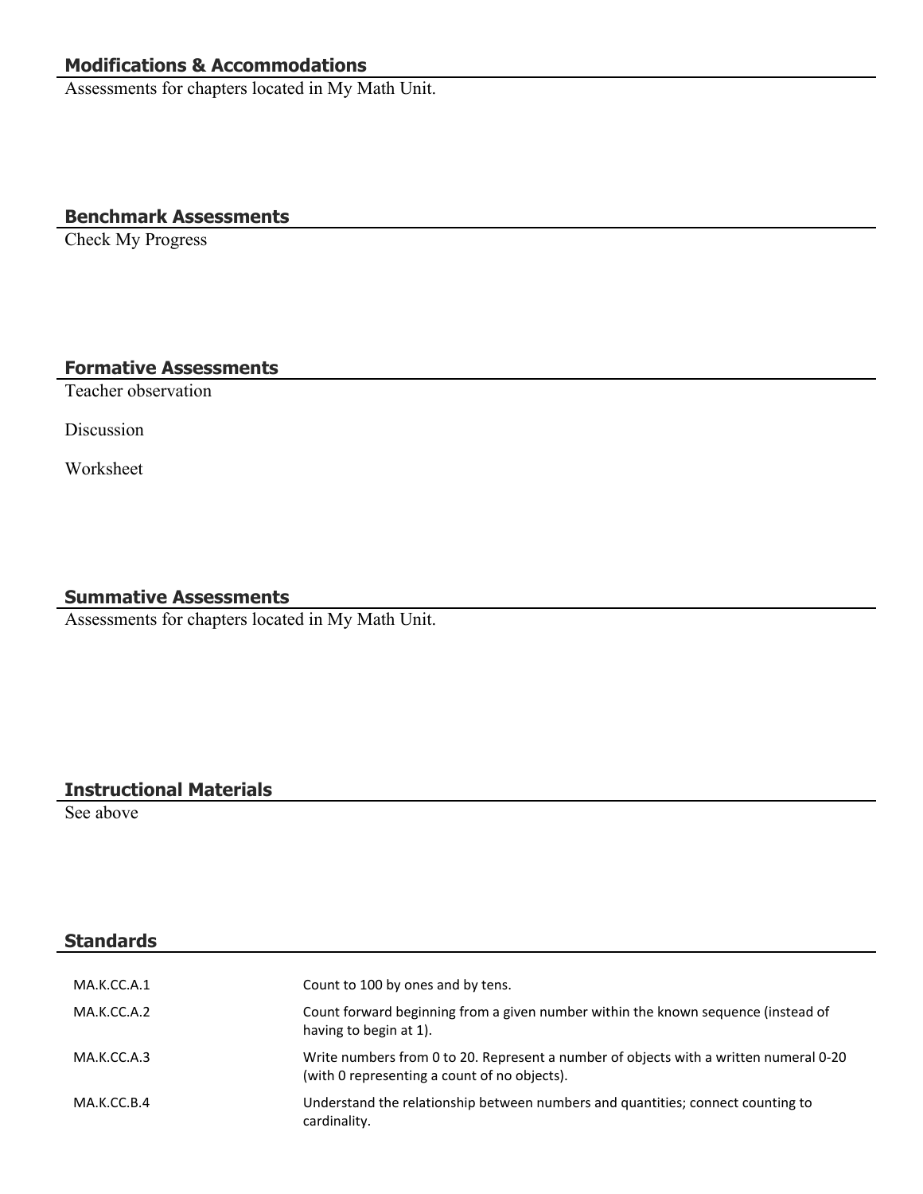## Modifications & Accommodations

Assessments for chapters located in My Math Unit.

## Benchmark Assessments

Check My Progress

## Formative Assessments

Teacher observation

Discussion

Worksheet

## Summative Assessments

Assessments for chapters located in My Math Unit.

## Instructional Materials

See above

## Standards

| | |
|---|---|
| MA.K.CC.A.1 | Count to 100 by ones and by tens. |
| MA.K.CC.A.2 | Count forward beginning from a given number within the known sequence (instead of having to begin at 1). |
| MA.K.CC.A.3 | Write numbers from 0 to 20. Represent a number of objects with a written numeral 0-20 (with 0 representing a count of no objects). |
| MA.K.CC.B.4 | Understand the relationship between numbers and quantities; connect counting to cardinality. |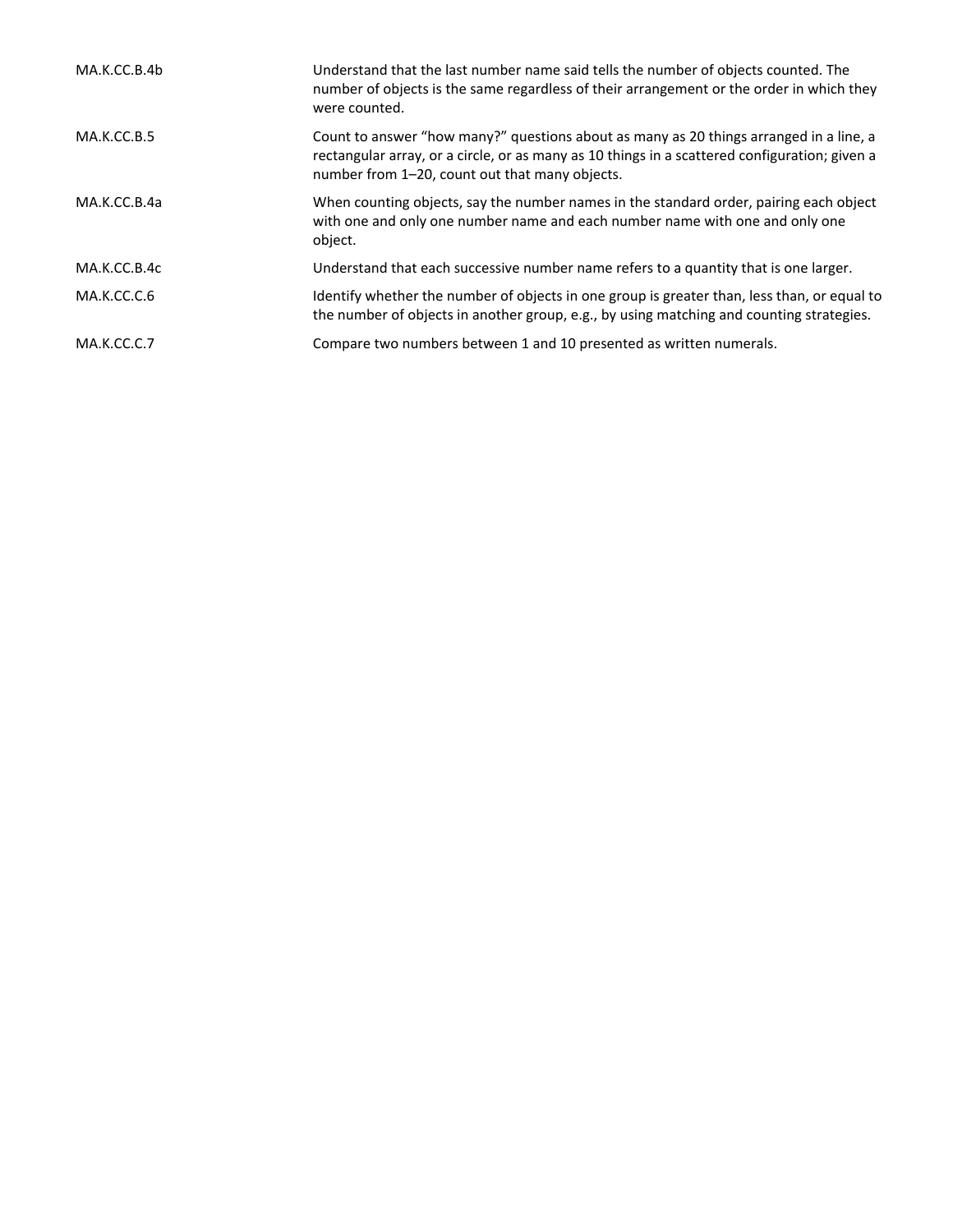| | |
|---|---|
| MA.K.CC.B.4b | Understand that the last number name said tells the number of objects counted. The number of objects is the same regardless of their arrangement or the order in which they were counted. |
| MA.K.CC.B.5 | Count to answer “how many?” questions about as many as 20 things arranged in a line, a rectangular array, or a circle, or as many as 10 things in a scattered configuration; given a number from 1–20, count out that many objects. |
| MA.K.CC.B.4a | When counting objects, say the number names in the standard order, pairing each object with one and only one number name and each number name with one and only one object. |
| MA.K.CC.B.4c | Understand that each successive number name refers to a quantity that is one larger. |
| MA.K.CC.C.6 | Identify whether the number of objects in one group is greater than, less than, or equal to the number of objects in another group, e.g., by using matching and counting strategies. |
| MA.K.CC.C.7 | Compare two numbers between 1 and 10 presented as written numerals. |